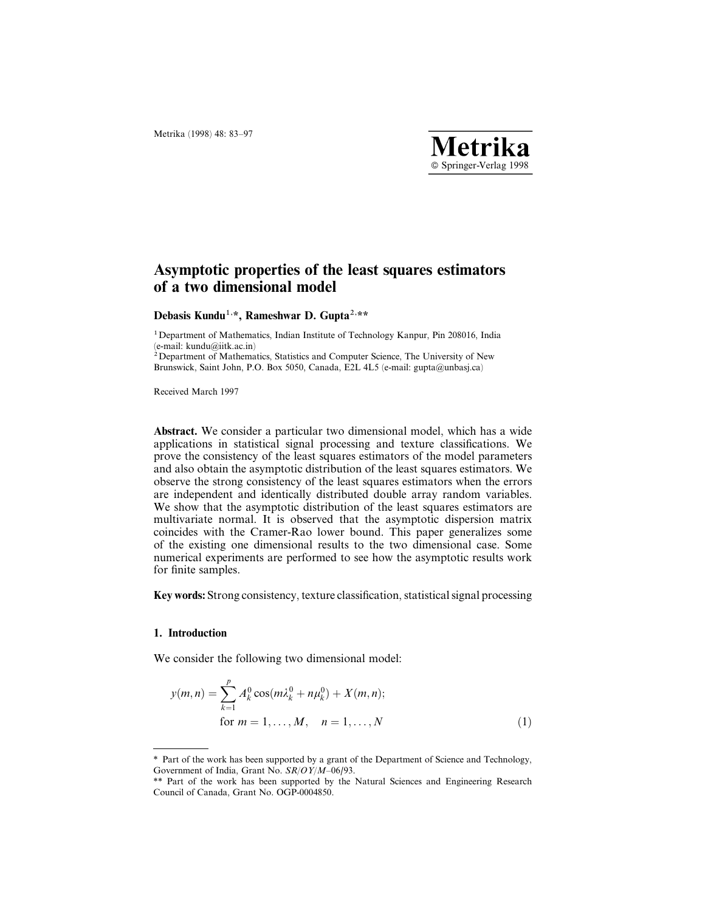# Asymptotic properties of the least squares estimators of a two dimensional model

**Debasis Kundu[1,*], Rameshwar D. Gupta[2,**]**

[1] Department of Mathematics, Indian Institute of Technology Kanpur, Pin 208016, India (e-mail: kundu@iitk.ac.in)
[2] Department of Mathematics, Statistics and Computer Science, The University of New Brunswick, Saint John, P.O. Box 5050, Canada, E2L 4L5 (e-mail: gupta@unbasj.ca)

Received March 1997

**Abstract.** We consider a particular two dimensional model, which has a wide applications in statistical signal processing and texture classifications. We prove the consistency of the least squares estimators of the model parameters and also obtain the asymptotic distribution of the least squares estimators. We observe the strong consistency of the least squares estimators when the errors are independent and identically distributed double array random variables. We show that the asymptotic distribution of the least squares estimators are multivariate normal. It is observed that the asymptotic dispersion matrix coincides with the Cramer-Rao lower bound. This paper generalizes some of the existing one dimensional results to the two dimensional case. Some numerical experiments are performed to see how the asymptotic results work for finite samples.

**Key words:** Strong consistency, texture classification, statistical signal processing

## 1. Introduction

We consider the following two dimensional model:

$$y(m,n) = \sum_{k=1}^{p} A_k^0 \cos(m\lambda_k^0 + n\mu_k^0) + X(m,n);$$
$$\text{for } m = 1, \ldots, M, \quad n = 1, \ldots, N \tag{1}$$

---

\* Part of the work has been supported by a grant of the Department of Science and Technology, Government of India, Grant No. *SR/OY/M*–06/93.

\*\* Part of the work has been supported by the Natural Sciences and Engineering Research Council of Canada, Grant No. OGP-0004850.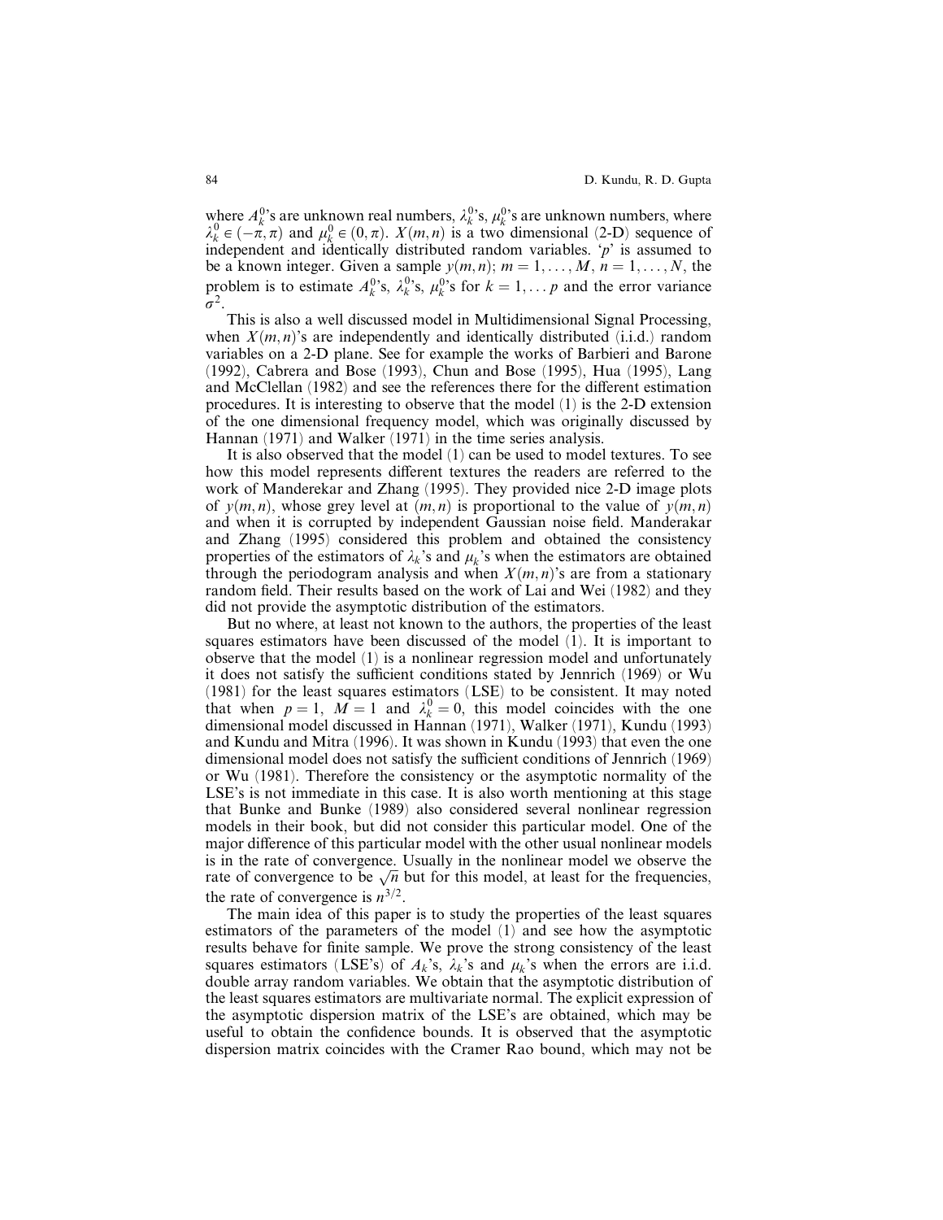where $A_k^0$'s are unknown real numbers, $\lambda_k^0$'s, $\mu_k^0$'s are unknown numbers, where $\lambda_k^0 \in (-\pi, \pi)$ and $\mu_k^0 \in (0, \pi)$. $X(m,n)$ is a two dimensional (2-D) sequence of independent and identically distributed random variables. '$p$' is assumed to be a known integer. Given a sample $y(m,n)$; $m = 1, \ldots, M$, $n = 1, \ldots, N$, the problem is to estimate $A_k^0$'s, $\lambda_k^0$'s, $\mu_k^0$'s for $k = 1, \ldots p$ and the error variance $\sigma^2$.

This is also a well discussed model in Multidimensional Signal Processing, when $X(m,n)$'s are independently and identically distributed (i.i.d.) random variables on a 2-D plane. See for example the works of Barbieri and Barone (1992), Cabrera and Bose (1993), Chun and Bose (1995), Hua (1995), Lang and McClellan (1982) and see the references there for the different estimation procedures. It is interesting to observe that the model (1) is the 2-D extension of the one dimensional frequency model, which was originally discussed by Hannan (1971) and Walker (1971) in the time series analysis.

It is also observed that the model (1) can be used to model textures. To see how this model represents different textures the readers are referred to the work of Manderekar and Zhang (1995). They provided nice 2-D image plots of $y(m,n)$, whose grey level at $(m,n)$ is proportional to the value of $y(m,n)$ and when it is corrupted by independent Gaussian noise field. Manderakar and Zhang (1995) considered this problem and obtained the consistency properties of the estimators of $\lambda_k$'s and $\mu_k$'s when the estimators are obtained through the periodogram analysis and when $X(m,n)$'s are from a stationary random field. Their results based on the work of Lai and Wei (1982) and they did not provide the asymptotic distribution of the estimators.

But no where, at least not known to the authors, the properties of the least squares estimators have been discussed of the model (1). It is important to observe that the model (1) is a nonlinear regression model and unfortunately it does not satisfy the sufficient conditions stated by Jennrich (1969) or Wu (1981) for the least squares estimators (LSE) to be consistent. It may noted that when $p = 1$, $M = 1$ and $\lambda_k^0 = 0$, this model coincides with the one dimensional model discussed in Hannan (1971), Walker (1971), Kundu (1993) and Kundu and Mitra (1996). It was shown in Kundu (1993) that even the one dimensional model does not satisfy the sufficient conditions of Jennrich (1969) or Wu (1981). Therefore the consistency or the asymptotic normality of the LSE's is not immediate in this case. It is also worth mentioning at this stage that Bunke and Bunke (1989) also considered several nonlinear regression models in their book, but did not consider this particular model. One of the major difference of this particular model with the other usual nonlinear models is in the rate of convergence. Usually in the nonlinear model we observe the rate of convergence to be $\sqrt{n}$ but for this model, at least for the frequencies, the rate of convergence is $n^{3/2}$.

The main idea of this paper is to study the properties of the least squares estimators of the parameters of the model (1) and see how the asymptotic results behave for finite sample. We prove the strong consistency of the least squares estimators (LSE's) of $A_k$'s, $\lambda_k$'s and $\mu_k$'s when the errors are i.i.d. double array random variables. We obtain that the asymptotic distribution of the least squares estimators are multivariate normal. The explicit expression of the asymptotic dispersion matrix of the LSE's are obtained, which may be useful to obtain the confidence bounds. It is observed that the asymptotic dispersion matrix coincides with the Cramer Rao bound, which may not be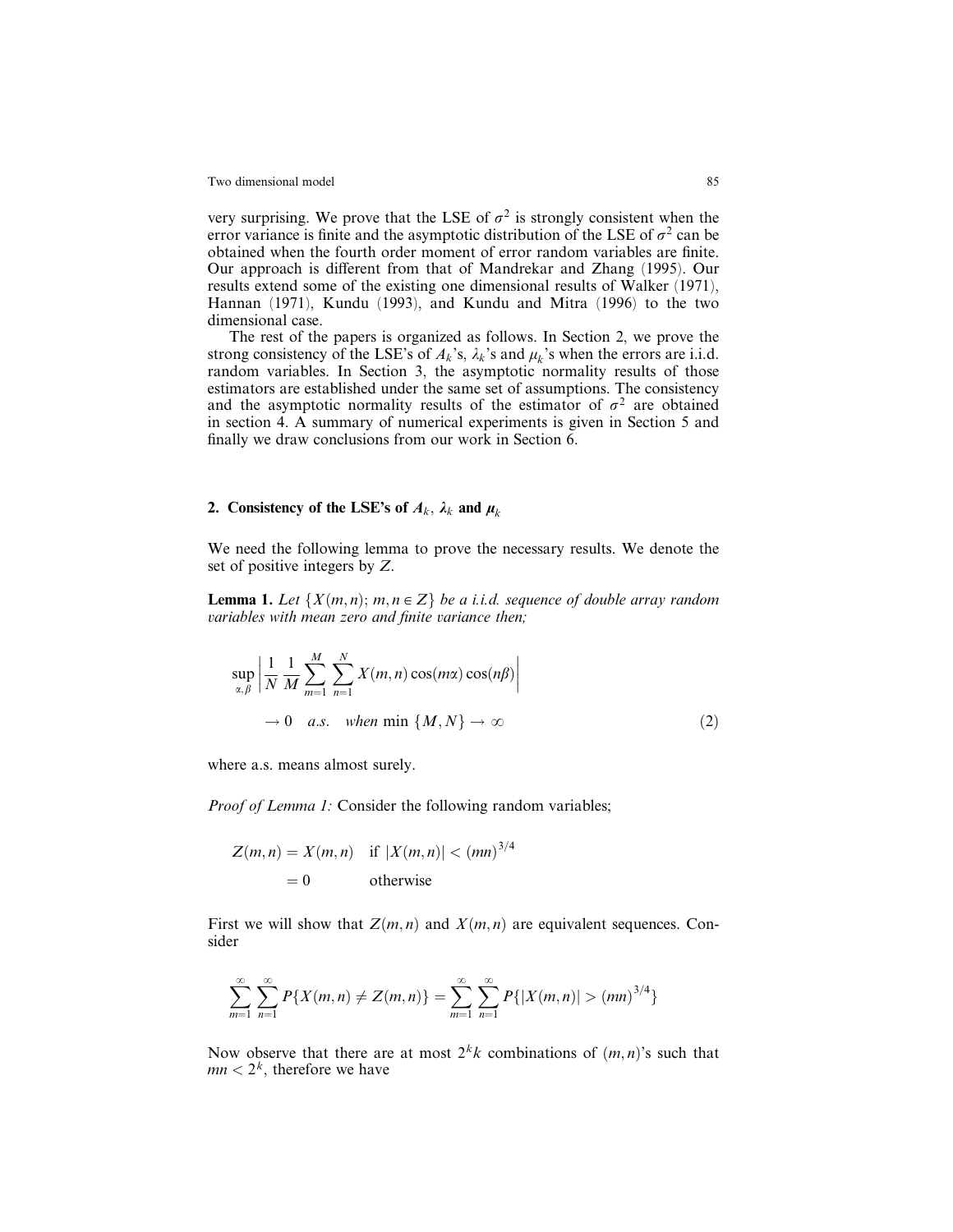very surprising. We prove that the LSE of $\sigma^2$ is strongly consistent when the error variance is finite and the asymptotic distribution of the LSE of $\sigma^2$ can be obtained when the fourth order moment of error random variables are finite. Our approach is different from that of Mandrekar and Zhang (1995). Our results extend some of the existing one dimensional results of Walker (1971), Hannan (1971), Kundu (1993), and Kundu and Mitra (1996) to the two dimensional case.

The rest of the papers is organized as follows. In Section 2, we prove the strong consistency of the LSE's of $A_k$'s, $\lambda_k$'s and $\mu_k$'s when the errors are i.i.d. random variables. In Section 3, the asymptotic normality results of those estimators are established under the same set of assumptions. The consistency and the asymptotic normality results of the estimator of $\sigma^2$ are obtained in section 4. A summary of numerical experiments is given in Section 5 and finally we draw conclusions from our work in Section 6.

## 2. Consistency of the LSE's of $A_k$, $\lambda_k$ and $\mu_k$

We need the following lemma to prove the necessary results. We denote the set of positive integers by $Z$.

**Lemma 1.** *Let $\{X(m,n);\, m,n \in Z\}$ be a i.i.d. sequence of double array random variables with mean zero and finite variance then;*

$$\sup_{\alpha,\beta} \left| \frac{1}{N}\frac{1}{M} \sum_{m=1}^{M} \sum_{n=1}^{N} X(m,n)\cos(m\alpha)\cos(n\beta) \right| \to 0 \quad a.s. \quad \text{when } \min\{M,N\} \to \infty \tag{2}$$

where a.s. means almost surely.

*Proof of Lemma 1:* Consider the following random variables;

$$Z(m,n) = X(m,n) \quad \text{if } |X(m,n)| < (mn)^{3/4}$$
$$= 0 \qquad \text{otherwise}$$

First we will show that $Z(m,n)$ and $X(m,n)$ are equivalent sequences. Consider

$$\sum_{m=1}^{\infty}\sum_{n=1}^{\infty} P\{X(m,n) \neq Z(m,n)\} = \sum_{m=1}^{\infty}\sum_{n=1}^{\infty} P\{|X(m,n)| > (mn)^{3/4}\}$$

Now observe that there are at most $2^k k$ combinations of $(m,n)$'s such that $mn < 2^k$, therefore we have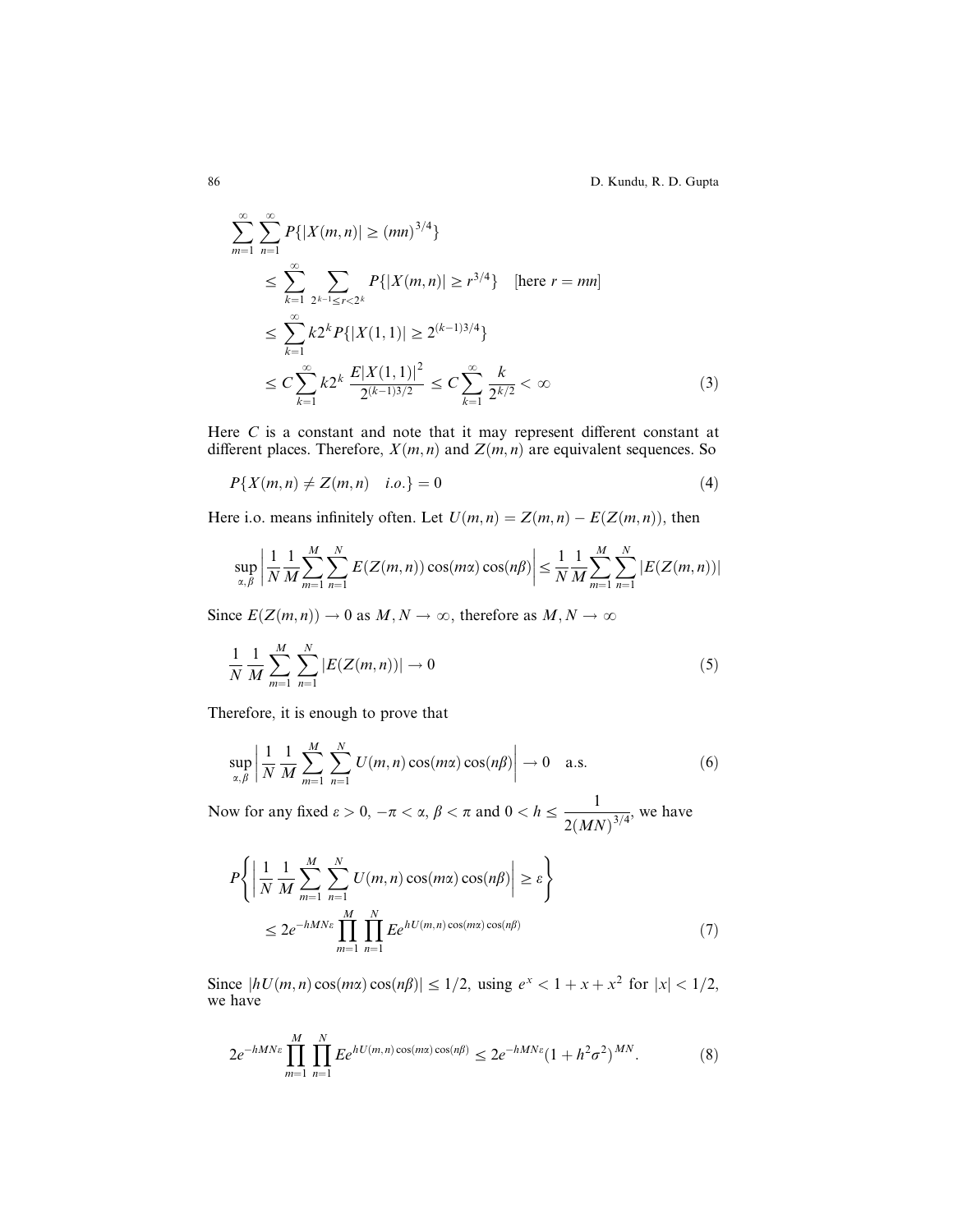$$
\begin{aligned}
&\sum_{m=1}^{\infty}\sum_{n=1}^{\infty} P\{|X(m,n)| \geq (mn)^{3/4}\} \\
&\quad \leq \sum_{k=1}^{\infty} \sum_{2^{k-1} \leq r < 2^k} P\{|X(m,n)| \geq r^{3/4}\} \quad \text{[here } r = mn\text{]} \\
&\quad \leq \sum_{k=1}^{\infty} k2^k P\{|X(1,1)| \geq 2^{(k-1)3/4}\} \\
&\quad \leq C\sum_{k=1}^{\infty} k2^k \frac{E|X(1,1)|^2}{2^{(k-1)3/2}} \leq C\sum_{k=1}^{\infty} \frac{k}{2^{k/2}} < \infty
\end{aligned} \tag{3}
$$

Here $C$ is a constant and note that it may represent different constant at different places. Therefore, $X(m,n)$ and $Z(m,n)$ are equivalent sequences. So

$$
P\{X(m,n) \neq Z(m,n) \quad i.o.\} = 0 \tag{4}
$$

Here i.o. means infinitely often. Let $U(m,n) = Z(m,n) - E(Z(m,n))$, then

$$
\sup_{\alpha,\beta}\left|\frac{1}{N}\frac{1}{M}\sum_{m=1}^{M}\sum_{n=1}^{N} E(Z(m,n))\cos(m\alpha)\cos(n\beta)\right| \leq \frac{1}{N}\frac{1}{M}\sum_{m=1}^{M}\sum_{n=1}^{N}|E(Z(m,n))|
$$

Since $E(Z(m,n)) \to 0$ as $M, N \to \infty$, therefore as $M, N \to \infty$

$$
\frac{1}{N}\frac{1}{M}\sum_{m=1}^{M}\sum_{n=1}^{N}|E(Z(m,n))| \to 0 \tag{5}
$$

Therefore, it is enough to prove that

$$
\sup_{\alpha,\beta}\left|\frac{1}{N}\frac{1}{M}\sum_{m=1}^{M}\sum_{n=1}^{N} U(m,n)\cos(m\alpha)\cos(n\beta)\right| \to 0 \quad \text{a.s.} \tag{6}
$$

Now for any fixed $\varepsilon > 0$, $-\pi < \alpha, \beta < \pi$ and $0 < h \leq \dfrac{1}{2(MN)^{3/4}}$, we have

$$
\begin{aligned}
&P\left\{\left|\frac{1}{N}\frac{1}{M}\sum_{m=1}^{M}\sum_{n=1}^{N} U(m,n)\cos(m\alpha)\cos(n\beta)\right| \geq \varepsilon\right\} \\
&\quad \leq 2e^{-hMN\varepsilon}\prod_{m=1}^{M}\prod_{n=1}^{N} Ee^{hU(m,n)\cos(m\alpha)\cos(n\beta)}
\end{aligned} \tag{7}
$$

Since $|hU(m,n)\cos(m\alpha)\cos(n\beta)| \leq 1/2$, using $e^x < 1 + x + x^2$ for $|x| < 1/2$, we have

$$
2e^{-hMN\varepsilon}\prod_{m=1}^{M}\prod_{n=1}^{N} Ee^{hU(m,n)\cos(m\alpha)\cos(n\beta)} \leq 2e^{-hMN\varepsilon}(1 + h^2\sigma^2)^{MN}. \tag{8}
$$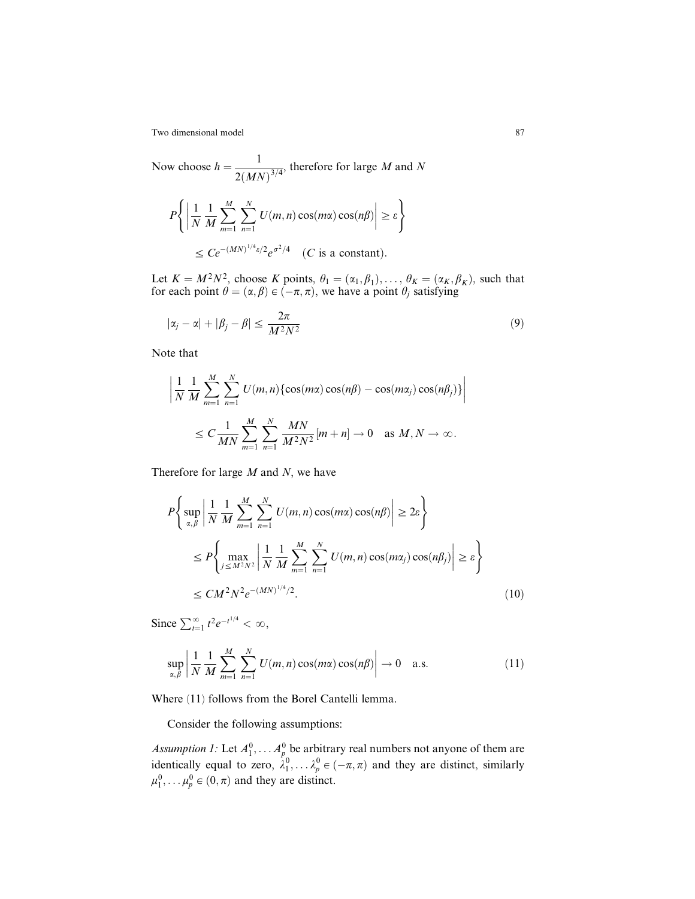Now choose $h = \dfrac{1}{2(MN)^{3/4}}$, therefore for large $M$ and $N$

$$P\left\{ \left| \frac{1}{N} \frac{1}{M} \sum_{m=1}^{M} \sum_{n=1}^{N} U(m,n) \cos(m\alpha) \cos(n\beta) \right| \geq \varepsilon \right\}$$
$$\leq Ce^{-(MN)^{1/4}\varepsilon/2} e^{\sigma^2/4} \quad (C \text{ is a constant}).$$

Let $K = M^2N^2$, choose $K$ points, $\theta_1 = (\alpha_1, \beta_1), \ldots, \theta_K = (\alpha_K, \beta_K)$, such that for each point $\theta = (\alpha, \beta) \in (-\pi, \pi)$, we have a point $\theta_j$ satisfying

$$|\alpha_j - \alpha| + |\beta_j - \beta| \leq \frac{2\pi}{M^2N^2} \tag{9}$$

Note that

$$\left| \frac{1}{N} \frac{1}{M} \sum_{m=1}^{M} \sum_{n=1}^{N} U(m,n) \{ \cos(m\alpha) \cos(n\beta) - \cos(m\alpha_j) \cos(n\beta_j) \} \right|$$
$$\leq C \frac{1}{MN} \sum_{m=1}^{M} \sum_{n=1}^{N} \frac{MN}{M^2N^2} [m+n] \to 0 \quad \text{as } M, N \to \infty.$$

Therefore for large $M$ and $N$, we have

$$P\left\{ \sup_{\alpha,\beta} \left| \frac{1}{N} \frac{1}{M} \sum_{m=1}^{M} \sum_{n=1}^{N} U(m,n) \cos(m\alpha) \cos(n\beta) \right| \geq 2\varepsilon \right\}$$
$$\leq P\left\{ \max_{j \leq M^2N^2} \left| \frac{1}{N} \frac{1}{M} \sum_{m=1}^{M} \sum_{n=1}^{N} U(m,n) \cos(m\alpha_j) \cos(n\beta_j) \right| \geq \varepsilon \right\}$$
$$\leq CM^2N^2 e^{-(MN)^{1/4}/2}. \tag{10}$$

Since $\sum_{t=1}^{\infty} t^2 e^{-t^{1/4}} < \infty$,

$$\sup_{\alpha,\beta} \left| \frac{1}{N} \frac{1}{M} \sum_{m=1}^{M} \sum_{n=1}^{N} U(m,n) \cos(m\alpha) \cos(n\beta) \right| \to 0 \quad \text{a.s.} \tag{11}$$

Where (11) follows from the Borel Cantelli lemma.

Consider the following assumptions:

*Assumption 1:* Let $A_1^0, \ldots A_p^0$ be arbitrary real numbers not anyone of them are identically equal to zero, $\lambda_1^0, \ldots \lambda_p^0 \in (-\pi, \pi)$ and they are distinct, similarly $\mu_1^0, \ldots \mu_p^0 \in (0, \pi)$ and they are distinct.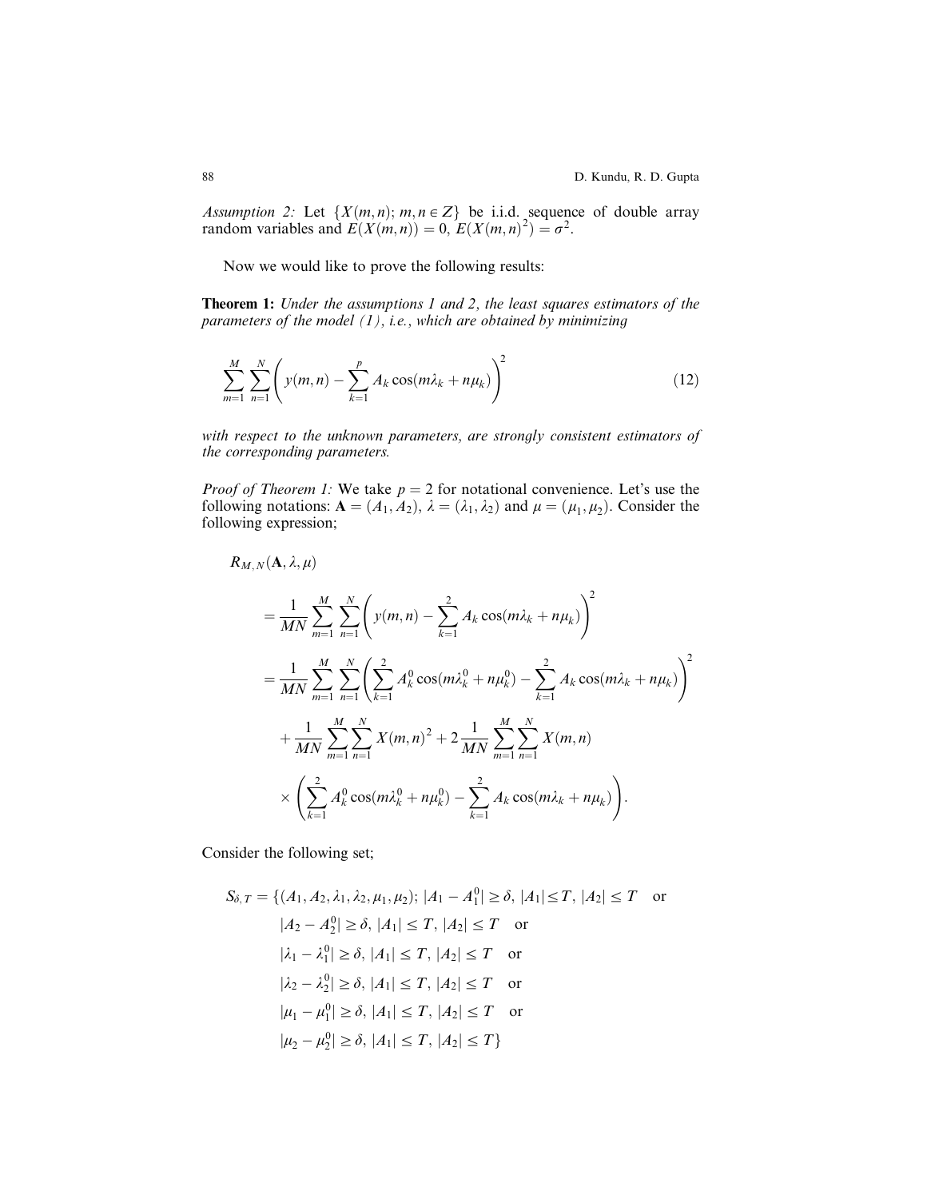*Assumption 2:* Let $\{X(m,n);\, m,n \in Z\}$ be i.i.d. sequence of double array random variables and $E(X(m,n)) = 0$, $E(X(m,n)^2) = \sigma^2$.

Now we would like to prove the following results:

**Theorem 1:** *Under the assumptions 1 and 2, the least squares estimators of the parameters of the model (1), i.e., which are obtained by minimizing*

$$\sum_{m=1}^{M} \sum_{n=1}^{N} \left( y(m,n) - \sum_{k=1}^{p} A_k \cos(m\lambda_k + n\mu_k) \right)^2 \tag{12}$$

*with respect to the unknown parameters, are strongly consistent estimators of the corresponding parameters.*

*Proof of Theorem 1:* We take $p = 2$ for notational convenience. Let's use the following notations: $\mathbf{A} = (A_1, A_2)$, $\lambda = (\lambda_1, \lambda_2)$ and $\mu = (\mu_1, \mu_2)$. Consider the following expression;

$$\begin{aligned}
&R_{M,N}(\mathbf{A}, \lambda, \mu) \\
&= \frac{1}{MN} \sum_{m=1}^{M} \sum_{n=1}^{N} \left( y(m,n) - \sum_{k=1}^{2} A_k \cos(m\lambda_k + n\mu_k) \right)^2 \\
&= \frac{1}{MN} \sum_{m=1}^{M} \sum_{n=1}^{N} \left( \sum_{k=1}^{2} A_k^0 \cos(m\lambda_k^0 + n\mu_k^0) - \sum_{k=1}^{2} A_k \cos(m\lambda_k + n\mu_k) \right)^2 \\
&\quad + \frac{1}{MN} \sum_{m=1}^{M} \sum_{n=1}^{N} X(m,n)^2 + 2 \frac{1}{MN} \sum_{m=1}^{M} \sum_{n=1}^{N} X(m,n) \\
&\quad \times \left( \sum_{k=1}^{2} A_k^0 \cos(m\lambda_k^0 + n\mu_k^0) - \sum_{k=1}^{2} A_k \cos(m\lambda_k + n\mu_k) \right).
\end{aligned}$$

Consider the following set;

$$\begin{aligned}
S_{\delta,T} = \{&(A_1, A_2, \lambda_1, \lambda_2, \mu_1, \mu_2);\ |A_1 - A_1^0| \geq \delta,\ |A_1| \leq T,\ |A_2| \leq T \quad \text{or} \\
&|A_2 - A_2^0| \geq \delta,\ |A_1| \leq T,\ |A_2| \leq T \quad \text{or} \\
&|\lambda_1 - \lambda_1^0| \geq \delta,\ |A_1| \leq T,\ |A_2| \leq T \quad \text{or} \\
&|\lambda_2 - \lambda_2^0| \geq \delta,\ |A_1| \leq T,\ |A_2| \leq T \quad \text{or} \\
&|\mu_1 - \mu_1^0| \geq \delta,\ |A_1| \leq T,\ |A_2| \leq T \quad \text{or} \\
&|\mu_2 - \mu_2^0| \geq \delta,\ |A_1| \leq T,\ |A_2| \leq T\}
\end{aligned}$$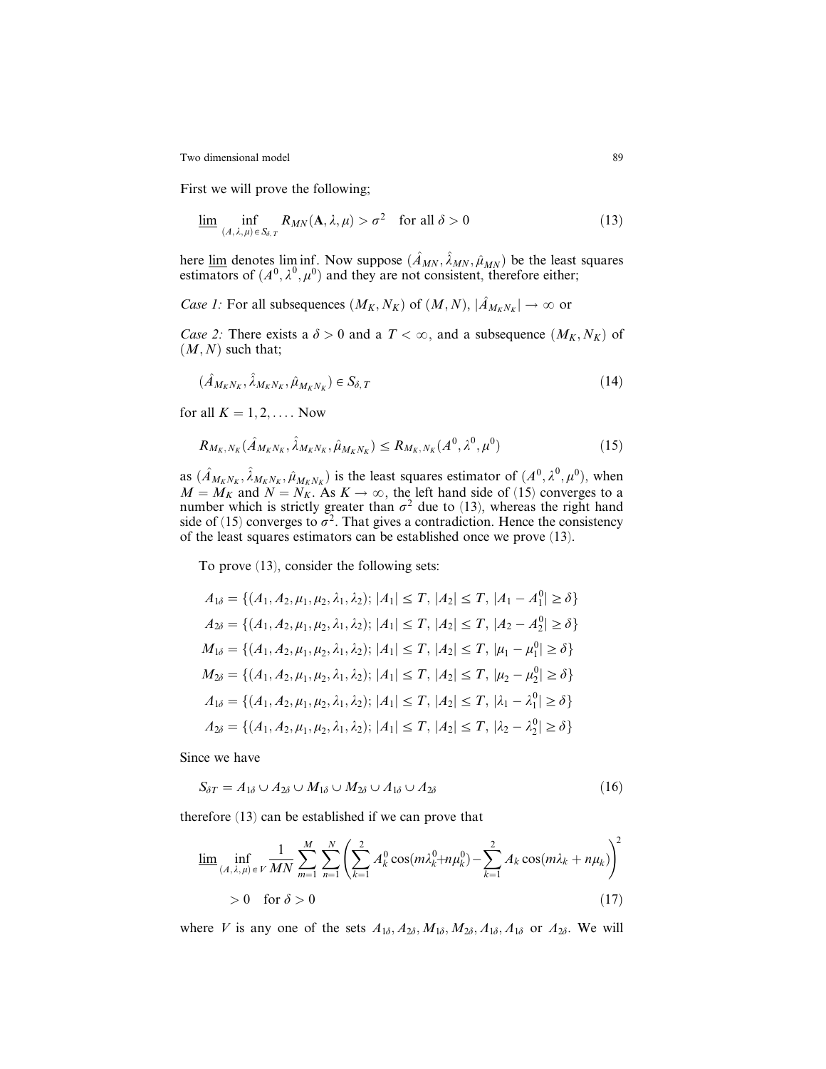First we will prove the following;

$$\underline{\lim} \inf_{(A,\lambda,\mu) \in S_{\delta,T}} R_{MN}(\mathbf{A}, \lambda, \mu) > \sigma^2 \quad \text{for all } \delta > 0 \tag{13}$$

here $\underline{\lim}$ denotes lim inf. Now suppose $(\hat{A}_{MN}, \hat{\lambda}_{MN}, \hat{\mu}_{MN})$ be the least squares estimators of $(A^0, \lambda^0, \mu^0)$ and they are not consistent, therefore either;

*Case 1:* For all subsequences $(M_K, N_K)$ of $(M, N)$, $|\hat{A}_{M_K N_K}| \to \infty$ or

*Case 2:* There exists a $\delta > 0$ and a $T < \infty$, and a subsequence $(M_K, N_K)$ of $(M, N)$ such that;

$$(\hat{A}_{M_K N_K}, \hat{\lambda}_{M_K N_K}, \hat{\mu}_{M_K N_K}) \in S_{\delta,T} \tag{14}$$

for all $K = 1, 2, \ldots$. Now

$$R_{M_K,N_K}(\hat{A}_{M_K N_K}, \hat{\lambda}_{M_K N_K}, \hat{\mu}_{M_K N_K}) \leq R_{M_K,N_K}(A^0, \lambda^0, \mu^0) \tag{15}$$

as $(\hat{A}_{M_K N_K}, \hat{\lambda}_{M_K N_K}, \hat{\mu}_{M_K N_K})$ is the least squares estimator of $(A^0, \lambda^0, \mu^0)$, when $M = M_K$ and $N = N_K$. As $K \to \infty$, the left hand side of (15) converges to a number which is strictly greater than $\sigma^2$ due to (13), whereas the right hand side of (15) converges to $\sigma^2$. That gives a contradiction. Hence the consistency of the least squares estimators can be established once we prove (13).

To prove (13), consider the following sets:

$$A_{1\delta} = \{(A_1, A_2, \mu_1, \mu_2, \lambda_1, \lambda_2);\ |A_1| \leq T,\ |A_2| \leq T,\ |A_1 - A_1^0| \geq \delta\}$$

$$A_{2\delta} = \{(A_1, A_2, \mu_1, \mu_2, \lambda_1, \lambda_2);\ |A_1| \leq T,\ |A_2| \leq T,\ |A_2 - A_2^0| \geq \delta\}$$

$$M_{1\delta} = \{(A_1, A_2, \mu_1, \mu_2, \lambda_1, \lambda_2);\ |A_1| \leq T,\ |A_2| \leq T,\ |\mu_1 - \mu_1^0| \geq \delta\}$$

$$M_{2\delta} = \{(A_1, A_2, \mu_1, \mu_2, \lambda_1, \lambda_2);\ |A_1| \leq T,\ |A_2| \leq T,\ |\mu_2 - \mu_2^0| \geq \delta\}$$

$$\Lambda_{1\delta} = \{(A_1, A_2, \mu_1, \mu_2, \lambda_1, \lambda_2);\ |A_1| \leq T,\ |A_2| \leq T,\ |\lambda_1 - \lambda_1^0| \geq \delta\}$$

$$\Lambda_{2\delta} = \{(A_1, A_2, \mu_1, \mu_2, \lambda_1, \lambda_2);\ |A_1| \leq T,\ |A_2| \leq T,\ |\lambda_2 - \lambda_2^0| \geq \delta\}$$

Since we have

$$S_{\delta T} = A_{1\delta} \cup A_{2\delta} \cup M_{1\delta} \cup M_{2\delta} \cup \Lambda_{1\delta} \cup \Lambda_{2\delta} \tag{16}$$

therefore (13) can be established if we can prove that

$$\underline{\lim} \inf_{(A,\lambda,\mu) \in V} \frac{1}{MN} \sum_{m=1}^{M} \sum_{n=1}^{N} \left( \sum_{k=1}^{2} A_k^0 \cos(m\lambda_k^0 + n\mu_k^0) - \sum_{k=1}^{2} A_k \cos(m\lambda_k + n\mu_k) \right)^2 > 0 \quad \text{for } \delta > 0 \tag{17}$$

where $V$ is any one of the sets $A_{1\delta}, A_{2\delta}, M_{1\delta}, M_{2\delta}, \Lambda_{1\delta}, \Lambda_{1\delta}$ or $\Lambda_{2\delta}$. We will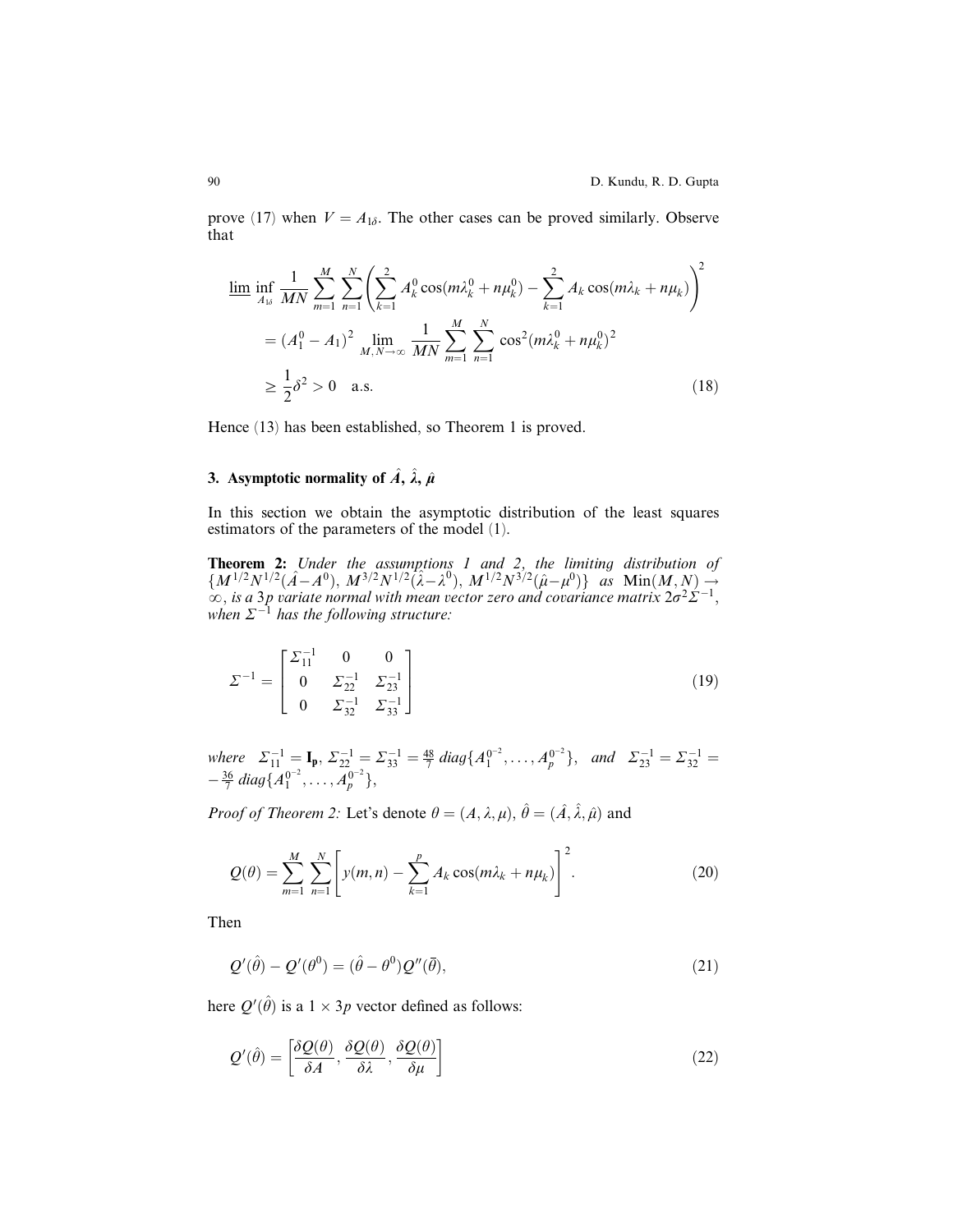prove (17) when $V = A_{1\delta}$. The other cases can be proved similarly. Observe that

$$
\begin{aligned}
&\underline{\lim} \inf_{A_{1\delta}} \frac{1}{MN} \sum_{m=1}^{M} \sum_{n=1}^{N} \left( \sum_{k=1}^{2} A_k^0 \cos(m\lambda_k^0 + n\mu_k^0) - \sum_{k=1}^{2} A_k \cos(m\lambda_k + n\mu_k) \right)^2 \\
&= (A_1^0 - A_1)^2 \lim_{M,N \to \infty} \frac{1}{MN} \sum_{m=1}^{M} \sum_{n=1}^{N} \cos^2(m\lambda_k^0 + n\mu_k^0)^2 \\
&\geq \frac{1}{2}\delta^2 > 0 \quad \text{a.s.}
\end{aligned} \tag{18}
$$

Hence (13) has been established, so Theorem 1 is proved.

## 3. Asymptotic normality of $\hat{A}$, $\hat{\lambda}$, $\hat{\mu}$

In this section we obtain the asymptotic distribution of the least squares estimators of the parameters of the model (1).

**Theorem 2:** *Under the assumptions 1 and 2, the limiting distribution of* $\{M^{1/2}N^{1/2}(\hat{A} - A^0),\ M^{3/2}N^{1/2}(\hat{\lambda} - \lambda^0),\ M^{1/2}N^{3/2}(\hat{\mu} - \mu^0)\}$ *as* $\text{Min}(M,N) \to \infty$, *is a* $3p$ *variate normal with mean vector zero and covariance matrix* $2\sigma^2\Sigma^{-1}$, *when* $\Sigma^{-1}$ *has the following structure:*

$$
\Sigma^{-1} = \begin{bmatrix} \Sigma_{11}^{-1} & 0 & 0 \\ 0 & \Sigma_{22}^{-1} & \Sigma_{23}^{-1} \\ 0 & \Sigma_{32}^{-1} & \Sigma_{33}^{-1} \end{bmatrix} \tag{19}
$$

*where* $\Sigma_{11}^{-1} = \mathbf{I_p}$, $\Sigma_{22}^{-1} = \Sigma_{33}^{-1} = \frac{48}{7}\, diag\{A_1^{0^{-2}}, \ldots, A_p^{0^{-2}}\}$, *and* $\Sigma_{23}^{-1} = \Sigma_{32}^{-1} = -\frac{36}{7}\, diag\{A_1^{0^{-2}}, \ldots, A_p^{0^{-2}}\}$,

*Proof of Theorem 2:* Let's denote $\theta = (A, \lambda, \mu)$, $\hat{\theta} = (\hat{A}, \hat{\lambda}, \hat{\mu})$ and

$$
Q(\theta) = \sum_{m=1}^{M} \sum_{n=1}^{N} \left[ y(m,n) - \sum_{k=1}^{p} A_k \cos(m\lambda_k + n\mu_k) \right]^2. \tag{20}
$$

Then

$$
Q'(\hat{\theta}) - Q'(\theta^0) = (\hat{\theta} - \theta^0) Q''(\bar{\theta}), \tag{21}
$$

here $Q'(\hat{\theta})$ is a $1 \times 3p$ vector defined as follows:

$$
Q'(\hat{\theta}) = \left[ \frac{\delta Q(\theta)}{\delta A}, \frac{\delta Q(\theta)}{\delta \lambda}, \frac{\delta Q(\theta)}{\delta \mu} \right] \tag{22}
$$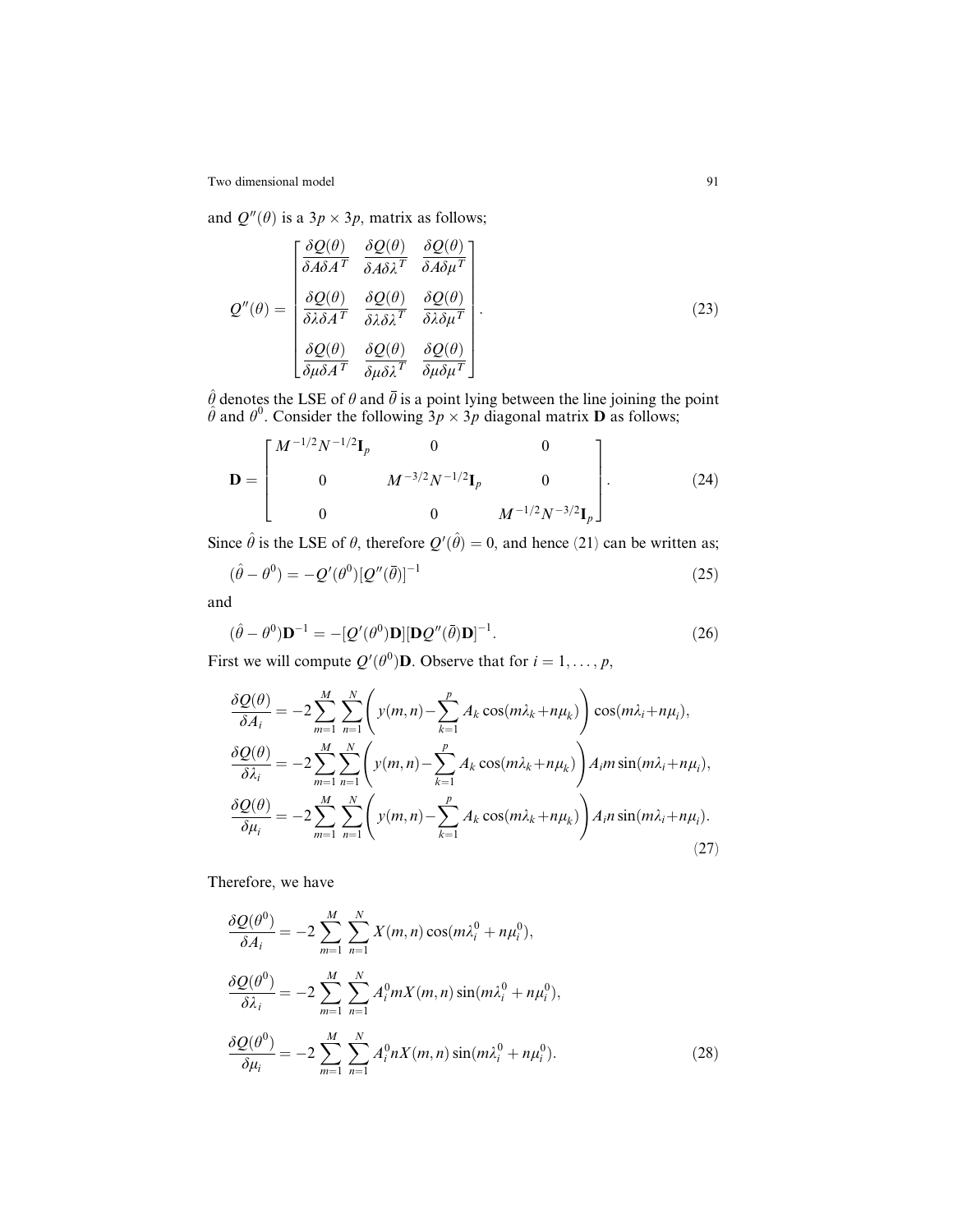and $Q''(\theta)$ is a $3p \times 3p$, matrix as follows;

$$Q''(\theta) = \begin{bmatrix} \dfrac{\delta Q(\theta)}{\delta A \delta A^T} & \dfrac{\delta Q(\theta)}{\delta A \delta \lambda^T} & \dfrac{\delta Q(\theta)}{\delta A \delta \mu^T} \\ \dfrac{\delta Q(\theta)}{\delta \lambda \delta A^T} & \dfrac{\delta Q(\theta)}{\delta \lambda \delta \lambda^T} & \dfrac{\delta Q(\theta)}{\delta \lambda \delta \mu^T} \\ \dfrac{\delta Q(\theta)}{\delta \mu \delta A^T} & \dfrac{\delta Q(\theta)}{\delta \mu \delta \lambda^T} & \dfrac{\delta Q(\theta)}{\delta \mu \delta \mu^T} \end{bmatrix}. \tag{23}$$

$\hat{\theta}$ denotes the LSE of $\theta$ and $\bar{\theta}$ is a point lying between the line joining the point $\hat{\theta}$ and $\theta^0$. Consider the following $3p \times 3p$ diagonal matrix $\mathbf{D}$ as follows;

$$\mathbf{D} = \begin{bmatrix} M^{-1/2}N^{-1/2}\mathbf{I}_p & 0 & 0 \\ 0 & M^{-3/2}N^{-1/2}\mathbf{I}_p & 0 \\ 0 & 0 & M^{-1/2}N^{-3/2}\mathbf{I}_p \end{bmatrix}. \tag{24}$$

Since $\hat{\theta}$ is the LSE of $\theta$, therefore $Q'(\hat{\theta}) = 0$, and hence (21) can be written as;

$$(\hat{\theta} - \theta^0) = -Q'(\theta^0)[Q''(\bar{\theta})]^{-1} \tag{25}$$

and

$$(\hat{\theta} - \theta^0)\mathbf{D}^{-1} = -[Q'(\theta^0)\mathbf{D}][\mathbf{D}Q''(\bar{\theta})\mathbf{D}]^{-1}. \tag{26}$$

First we will compute $Q'(\theta^0)\mathbf{D}$. Observe that for $i = 1, \ldots, p$,

$$\begin{aligned}
\frac{\delta Q(\theta)}{\delta A_i} &= -2\sum_{m=1}^{M}\sum_{n=1}^{N}\left(y(m,n) - \sum_{k=1}^{p} A_k \cos(m\lambda_k + n\mu_k)\right)\cos(m\lambda_i + n\mu_i), \\
\frac{\delta Q(\theta)}{\delta \lambda_i} &= -2\sum_{m=1}^{M}\sum_{n=1}^{N}\left(y(m,n) - \sum_{k=1}^{p} A_k \cos(m\lambda_k + n\mu_k)\right)A_i m \sin(m\lambda_i + n\mu_i), \\
\frac{\delta Q(\theta)}{\delta \mu_i} &= -2\sum_{m=1}^{M}\sum_{n=1}^{N}\left(y(m,n) - \sum_{k=1}^{p} A_k \cos(m\lambda_k + n\mu_k)\right)A_i n \sin(m\lambda_i + n\mu_i).
\end{aligned} \tag{27}$$

Therefore, we have

$$\begin{aligned}
\frac{\delta Q(\theta^0)}{\delta A_i} &= -2\sum_{m=1}^{M}\sum_{n=1}^{N} X(m,n)\cos(m\lambda_i^0 + n\mu_i^0), \\
\frac{\delta Q(\theta^0)}{\delta \lambda_i} &= -2\sum_{m=1}^{M}\sum_{n=1}^{N} A_i^0 m X(m,n)\sin(m\lambda_i^0 + n\mu_i^0), \\
\frac{\delta Q(\theta^0)}{\delta \mu_i} &= -2\sum_{m=1}^{M}\sum_{n=1}^{N} A_i^0 n X(m,n)\sin(m\lambda_i^0 + n\mu_i^0).
\end{aligned} \tag{28}$$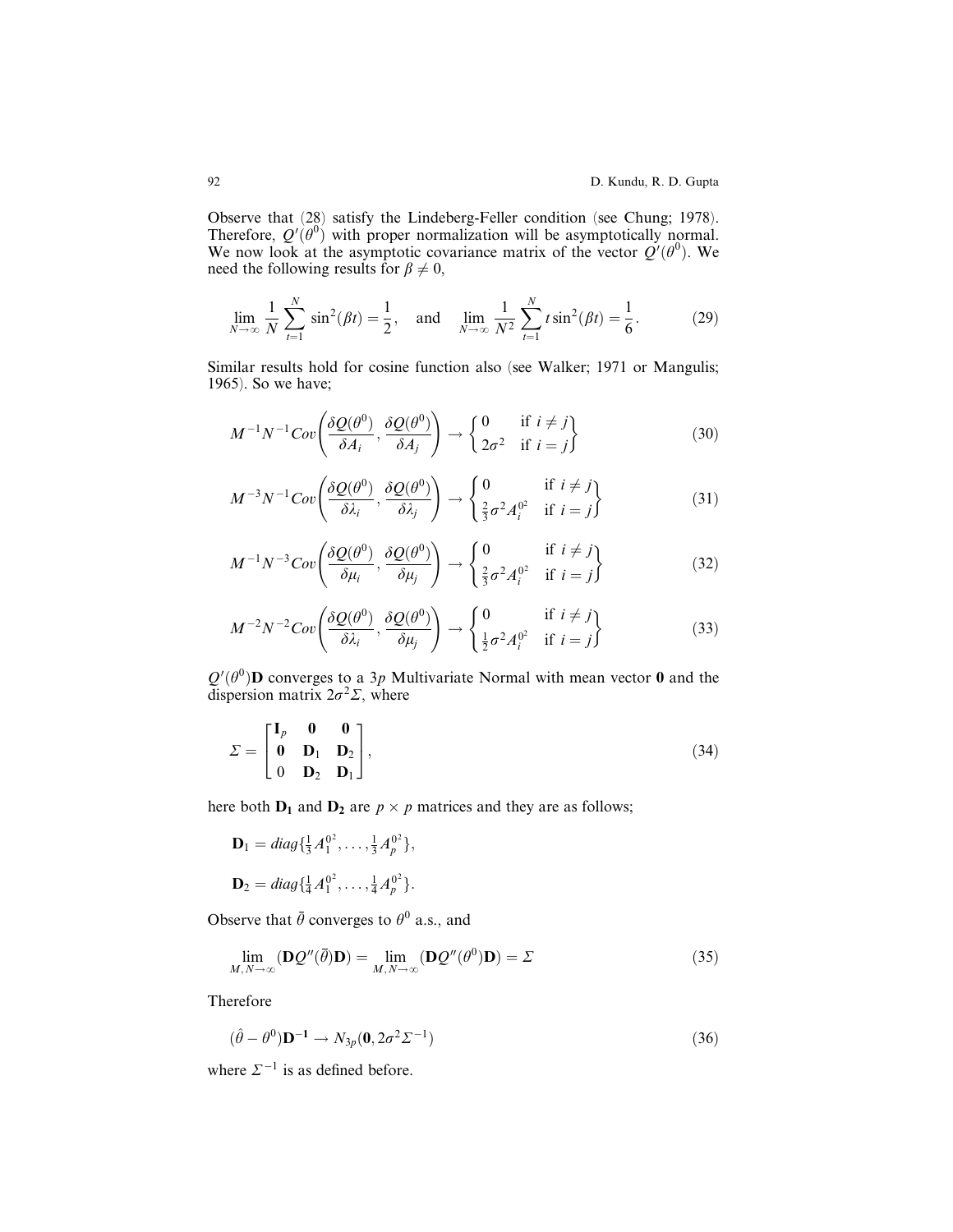Observe that (28) satisfy the Lindeberg-Feller condition (see Chung; 1978). Therefore, $Q'(\theta^0)$ with proper normalization will be asymptotically normal. We now look at the asymptotic covariance matrix of the vector $Q'(\theta^0)$. We need the following results for $\beta \neq 0$,

$$\lim_{N\to\infty} \frac{1}{N}\sum_{t=1}^{N} \sin^2(\beta t) = \frac{1}{2}, \quad \text{and} \quad \lim_{N\to\infty} \frac{1}{N^2}\sum_{t=1}^{N} t\sin^2(\beta t) = \frac{1}{6}. \tag{29}$$

Similar results hold for cosine function also (see Walker; 1971 or Mangulis; 1965). So we have;

$$M^{-1}N^{-1}Cov\left(\frac{\delta Q(\theta^0)}{\delta A_i}, \frac{\delta Q(\theta^0)}{\delta A_j}\right) \rightarrow \left\{\begin{matrix} 0 & \text{if } i \neq j \\ 2\sigma^2 & \text{if } i = j \end{matrix}\right\} \tag{30}$$

$$M^{-3}N^{-1}Cov\left(\frac{\delta Q(\theta^0)}{\delta \lambda_i}, \frac{\delta Q(\theta^0)}{\delta \lambda_j}\right) \rightarrow \left\{\begin{matrix} 0 & \text{if } i \neq j \\ \frac{2}{3}\sigma^2 A_i^{0^2} & \text{if } i = j \end{matrix}\right\} \tag{31}$$

$$M^{-1}N^{-3}Cov\left(\frac{\delta Q(\theta^0)}{\delta \mu_i}, \frac{\delta Q(\theta^0)}{\delta \mu_j}\right) \rightarrow \left\{\begin{matrix} 0 & \text{if } i \neq j \\ \frac{2}{3}\sigma^2 A_i^{0^2} & \text{if } i = j \end{matrix}\right\} \tag{32}$$

$$M^{-2}N^{-2}Cov\left(\frac{\delta Q(\theta^0)}{\delta \lambda_i}, \frac{\delta Q(\theta^0)}{\delta \mu_j}\right) \rightarrow \left\{\begin{matrix} 0 & \text{if } i \neq j \\ \frac{1}{2}\sigma^2 A_i^{0^2} & \text{if } i = j \end{matrix}\right\} \tag{33}$$

$Q'(\theta^0)\mathbf{D}$ converges to a $3p$ Multivariate Normal with mean vector $\mathbf{0}$ and the dispersion matrix $2\sigma^2\Sigma$, where

$$\Sigma = \begin{bmatrix} \mathbf{I}_p & \mathbf{0} & \mathbf{0} \\ \mathbf{0} & \mathbf{D}_1 & \mathbf{D}_2 \\ 0 & \mathbf{D}_2 & \mathbf{D}_1 \end{bmatrix}, \tag{34}$$

here both $\mathbf{D_1}$ and $\mathbf{D_2}$ are $p \times p$ matrices and they are as follows;

$$\mathbf{D}_1 = diag\{\tfrac{1}{3}A_1^{0^2}, \ldots, \tfrac{1}{3}A_p^{0^2}\},$$

$$\mathbf{D}_2 = diag\{\tfrac{1}{4}A_1^{0^2}, \ldots, \tfrac{1}{4}A_p^{0^2}\}.$$

Observe that $\bar{\theta}$ converges to $\theta^0$ a.s., and

$$\lim_{M,N\to\infty}(\mathbf{D}Q''(\bar{\theta})\mathbf{D}) = \lim_{M,N\to\infty}(\mathbf{D}Q''(\theta^0)\mathbf{D}) = \Sigma \tag{35}$$

Therefore

$$(\hat{\theta} - \theta^0)\mathbf{D^{-1}} \rightarrow N_{3p}(\mathbf{0}, 2\sigma^2\Sigma^{-1}) \tag{36}$$

where $\Sigma^{-1}$ is as defined before.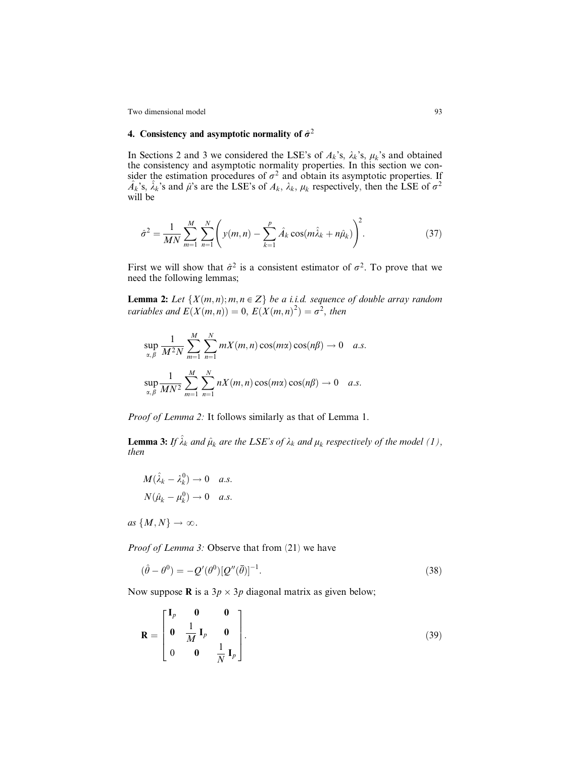## 4. Consistency and asymptotic normality of $\hat{\sigma}^2$

In Sections 2 and 3 we considered the LSE's of $A_k$'s, $\lambda_k$'s, $\mu_k$'s and obtained the consistency and asymptotic normality properties. In this section we consider the estimation procedures of $\sigma^2$ and obtain its asymptotic properties. If $\hat{A}_k$'s, $\hat{\lambda}_k$'s and $\hat{\mu}$'s are the LSE's of $A_k$, $\lambda_k$, $\mu_k$ respectively, then the LSE of $\sigma^2$ will be

$$\hat{\sigma}^2 = \frac{1}{MN} \sum_{m=1}^{M} \sum_{n=1}^{N} \left( y(m,n) - \sum_{k=1}^{p} \hat{A}_k \cos(m\hat{\lambda}_k + n\hat{\mu}_k) \right)^2. \tag{37}$$

First we will show that $\hat{\sigma}^2$ is a consistent estimator of $\sigma^2$. To prove that we need the following lemmas;

**Lemma 2:** *Let $\{X(m,n); m,n \in Z\}$ be a i.i.d. sequence of double array random variables and $E(X(m,n)) = 0$, $E(X(m,n)^2) = \sigma^2$, then*

$$\sup_{\alpha,\beta} \frac{1}{M^2N} \sum_{m=1}^{M} \sum_{n=1}^{N} mX(m,n)\cos(m\alpha)\cos(n\beta) \to 0 \quad a.s.$$

$$\sup_{\alpha,\beta} \frac{1}{MN^2} \sum_{m=1}^{M} \sum_{n=1}^{N} nX(m,n)\cos(m\alpha)\cos(n\beta) \to 0 \quad a.s.$$

*Proof of Lemma 2:* It follows similarly as that of Lemma 1.

**Lemma 3:** *If $\hat{\lambda}_k$ and $\hat{\mu}_k$ are the LSE's of $\lambda_k$ and $\mu_k$ respectively of the model (1), then*

$$M(\hat{\lambda}_k - \lambda_k^0) \to 0 \quad a.s.$$
$$N(\hat{\mu}_k - \mu_k^0) \to 0 \quad a.s.$$

*as $\{M,N\} \to \infty$.*

*Proof of Lemma 3:* Observe that from (21) we have

$$(\hat{\theta} - \theta^0) = -Q'(\theta^0)[Q''(\bar{\theta})]^{-1}. \tag{38}$$

Now suppose $\mathbf{R}$ is a $3p \times 3p$ diagonal matrix as given below;

$$\mathbf{R} = \begin{bmatrix} \mathbf{I}_p & \mathbf{0} & \mathbf{0} \\ \mathbf{0} & \frac{1}{M}\mathbf{I}_p & \mathbf{0} \\ 0 & \mathbf{0} & \frac{1}{N}\mathbf{I}_p \end{bmatrix}. \tag{39}$$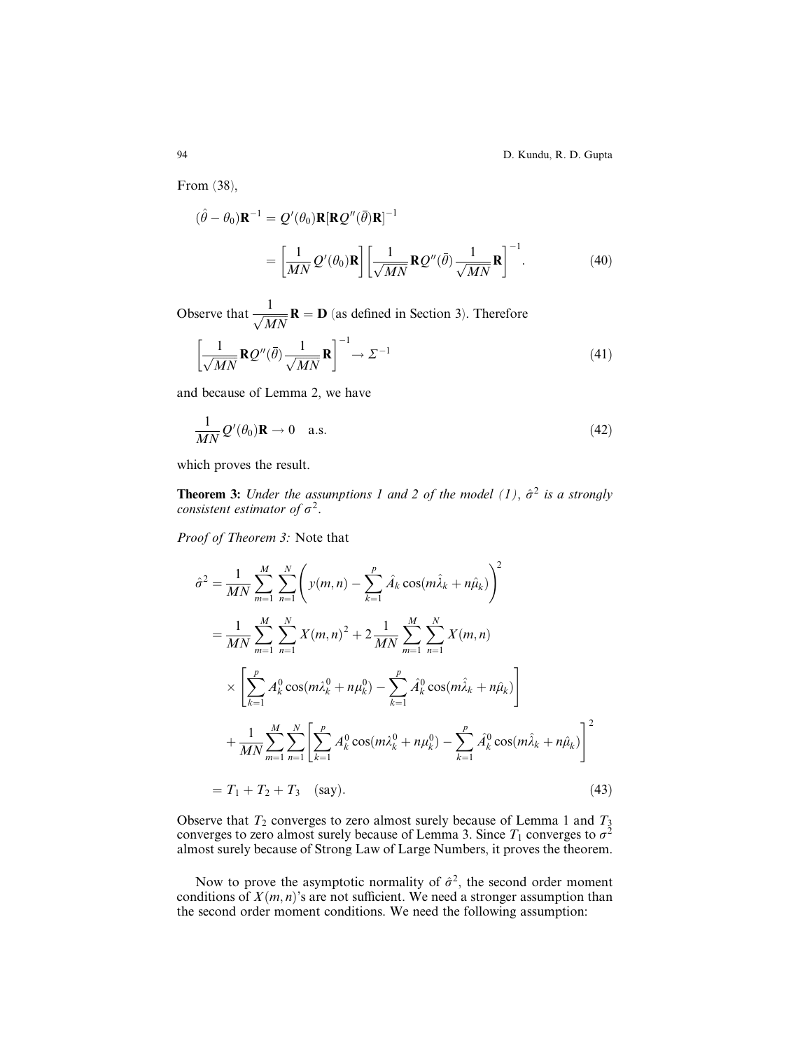From (38),

$$
\begin{aligned}
(\hat{\theta} - \theta_0)\mathbf{R}^{-1} &= Q'(\theta_0)\mathbf{R}[\mathbf{R}Q''(\bar{\theta})\mathbf{R}]^{-1} \\
&= \left[\frac{1}{MN} Q'(\theta_0)\mathbf{R}\right]\left[\frac{1}{\sqrt{MN}}\mathbf{R}Q''(\bar{\theta})\frac{1}{\sqrt{MN}}\mathbf{R}\right]^{-1}. \qquad (40)
\end{aligned}
$$

Observe that $\dfrac{1}{\sqrt{MN}}\mathbf{R} = \mathbf{D}$ (as defined in Section 3). Therefore

$$
\left[\frac{1}{\sqrt{MN}}\mathbf{R}Q''(\bar{\theta})\frac{1}{\sqrt{MN}}\mathbf{R}\right]^{-1} \to \Sigma^{-1} \qquad (41)
$$

and because of Lemma 2, we have

$$
\frac{1}{MN} Q'(\theta_0)\mathbf{R} \to 0 \quad \text{a.s.} \qquad (42)
$$

which proves the result.

**Theorem 3:** *Under the assumptions 1 and 2 of the model (1), $\hat{\sigma}^2$ is a strongly consistent estimator of $\sigma^2$.*

*Proof of Theorem 3:* Note that

$$
\begin{aligned}
\hat{\sigma}^2 &= \frac{1}{MN}\sum_{m=1}^{M}\sum_{n=1}^{N}\left(y(m,n) - \sum_{k=1}^{p}\hat{A}_k\cos(m\hat{\lambda}_k + n\hat{\mu}_k)\right)^2 \\
&= \frac{1}{MN}\sum_{m=1}^{M}\sum_{n=1}^{N} X(m,n)^2 + 2\frac{1}{MN}\sum_{m=1}^{M}\sum_{n=1}^{N} X(m,n) \\
&\quad \times \left[\sum_{k=1}^{p} A_k^0\cos(m\lambda_k^0 + n\mu_k^0) - \sum_{k=1}^{p}\hat{A}_k^0\cos(m\hat{\lambda}_k + n\hat{\mu}_k)\right] \\
&\quad + \frac{1}{MN}\sum_{m=1}^{M}\sum_{n=1}^{N}\left[\sum_{k=1}^{p} A_k^0\cos(m\lambda_k^0 + n\mu_k^0) - \sum_{k=1}^{p}\hat{A}_k^0\cos(m\hat{\lambda}_k + n\hat{\mu}_k)\right]^2 \\
&= T_1 + T_2 + T_3 \quad \text{(say)}. \qquad (43)
\end{aligned}
$$

Observe that $T_2$ converges to zero almost surely because of Lemma 1 and $T_3$ converges to zero almost surely because of Lemma 3. Since $T_1$ converges to $\sigma^2$ almost surely because of Strong Law of Large Numbers, it proves the theorem.

Now to prove the asymptotic normality of $\hat{\sigma}^2$, the second order moment conditions of $X(m,n)$'s are not sufficient. We need a stronger assumption than the second order moment conditions. We need the following assumption: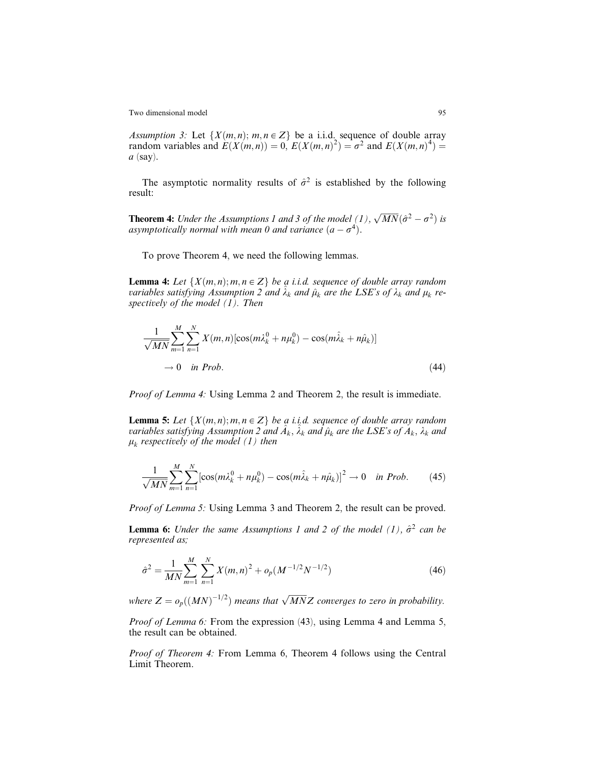*Assumption 3:* Let $\{X(m,n);\ m,n \in Z\}$ be a i.i.d. sequence of double array random variables and $E(X(m,n)) = 0$, $E(X(m,n)^2) = \sigma^2$ and $E(X(m,n)^4) = a$ (say).

The asymptotic normality results of $\hat{\sigma}^2$ is established by the following result:

**Theorem 4:** *Under the Assumptions 1 and 3 of the model (1), $\sqrt{MN}(\hat{\sigma}^2 - \sigma^2)$ is asymptotically normal with mean 0 and variance $(a - \sigma^4)$.*

To prove Theorem 4, we need the following lemmas.

**Lemma 4:** *Let $\{X(m,n); m,n \in Z\}$ be a i.i.d. sequence of double array random variables satisfying Assumption 2 and $\hat{\lambda}_k$ and $\hat{\mu}_k$ are the LSE's of $\lambda_k$ and $\mu_k$ respectively of the model (1). Then*

$$\frac{1}{\sqrt{MN}} \sum_{m=1}^{M} \sum_{n=1}^{N} X(m,n)[\cos(m\lambda_k^0 + n\mu_k^0) - \cos(m\hat{\lambda}_k + n\hat{\mu}_k)] \rightarrow 0 \quad \textit{in Prob}. \tag{44}$$

*Proof of Lemma 4:* Using Lemma 2 and Theorem 2, the result is immediate.

**Lemma 5:** *Let $\{X(m,n); m,n \in Z\}$ be a i.i.d. sequence of double array random variables satisfying Assumption 2 and $\hat{A}_k$, $\hat{\lambda}_k$ and $\hat{\mu}_k$ are the LSE's of $A_k$, $\lambda_k$ and $\mu_k$ respectively of the model (1) then*

$$\frac{1}{\sqrt{MN}} \sum_{m=1}^{M} \sum_{n=1}^{N} [\cos(m\lambda_k^0 + n\mu_k^0) - \cos(m\hat{\lambda}_k + n\hat{\mu}_k)]^2 \rightarrow 0 \quad \textit{in Prob}. \tag{45}$$

*Proof of Lemma 5:* Using Lemma 3 and Theorem 2, the result can be proved.

**Lemma 6:** *Under the same Assumptions 1 and 2 of the model (1), $\hat{\sigma}^2$ can be represented as;*

$$\hat{\sigma}^2 = \frac{1}{MN} \sum_{m=1}^{M} \sum_{n=1}^{N} X(m,n)^2 + o_p(M^{-1/2}N^{-1/2}) \tag{46}$$

*where $Z = o_p((MN)^{-1/2})$ means that $\sqrt{MN}Z$ converges to zero in probability.*

*Proof of Lemma 6:* From the expression (43), using Lemma 4 and Lemma 5, the result can be obtained.

*Proof of Theorem 4:* From Lemma 6, Theorem 4 follows using the Central Limit Theorem.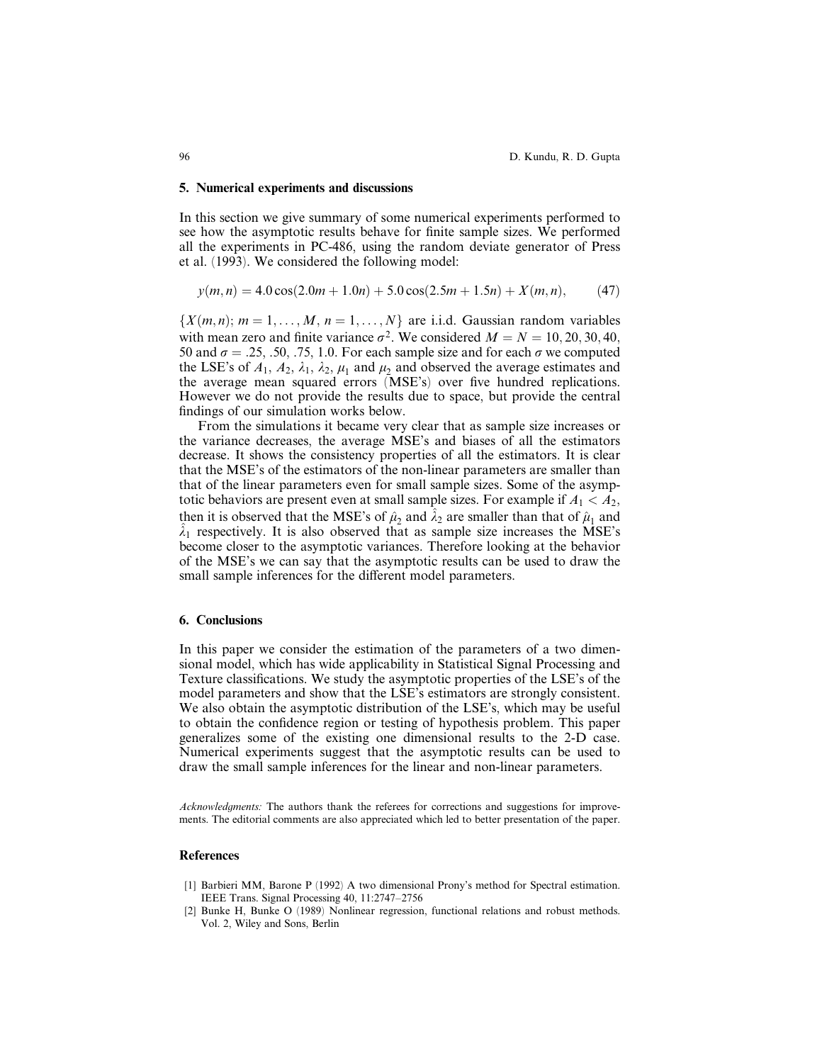## 5. Numerical experiments and discussions

In this section we give summary of some numerical experiments performed to see how the asymptotic results behave for finite sample sizes. We performed all the experiments in PC-486, using the random deviate generator of Press et al. (1993). We considered the following model:

$$y(m,n) = 4.0\cos(2.0m + 1.0n) + 5.0\cos(2.5m + 1.5n) + X(m,n), \qquad (47)$$

$\{X(m,n);\ m = 1,\ldots,M,\ n = 1,\ldots,N\}$ are i.i.d. Gaussian random variables with mean zero and finite variance $\sigma^2$. We considered $M = N = 10, 20, 30, 40, 50$ and $\sigma = .25, .50, .75, 1.0$. For each sample size and for each $\sigma$ we computed the LSE's of $A_1$, $A_2$, $\lambda_1$, $\lambda_2$, $\mu_1$ and $\mu_2$ and observed the average estimates and the average mean squared errors (MSE's) over five hundred replications. However we do not provide the results due to space, but provide the central findings of our simulation works below.

From the simulations it became very clear that as sample size increases or the variance decreases, the average MSE's and biases of all the estimators decrease. It shows the consistency properties of all the estimators. It is clear that the MSE's of the estimators of the non-linear parameters are smaller than that of the linear parameters even for small sample sizes. Some of the asymptotic behaviors are present even at small sample sizes. For example if $A_1 < A_2$, then it is observed that the MSE's of $\hat{\mu}_2$ and $\hat{\lambda}_2$ are smaller than that of $\hat{\mu}_1$ and $\hat{\lambda}_1$ respectively. It is also observed that as sample size increases the MSE's become closer to the asymptotic variances. Therefore looking at the behavior of the MSE's we can say that the asymptotic results can be used to draw the small sample inferences for the different model parameters.

## 6. Conclusions

In this paper we consider the estimation of the parameters of a two dimensional model, which has wide applicability in Statistical Signal Processing and Texture classifications. We study the asymptotic properties of the LSE's of the model parameters and show that the LSE's estimators are strongly consistent. We also obtain the asymptotic distribution of the LSE's, which may be useful to obtain the confidence region or testing of hypothesis problem. This paper generalizes some of the existing one dimensional results to the 2-D case. Numerical experiments suggest that the asymptotic results can be used to draw the small sample inferences for the linear and non-linear parameters.

*Acknowledgments:* The authors thank the referees for corrections and suggestions for improvements. The editorial comments are also appreciated which led to better presentation of the paper.

## References

[1] Barbieri MM, Barone P (1992) A two dimensional Prony's method for Spectral estimation. IEEE Trans. Signal Processing 40, 11:2747–2756

[2] Bunke H, Bunke O (1989) Nonlinear regression, functional relations and robust methods. Vol. 2, Wiley and Sons, Berlin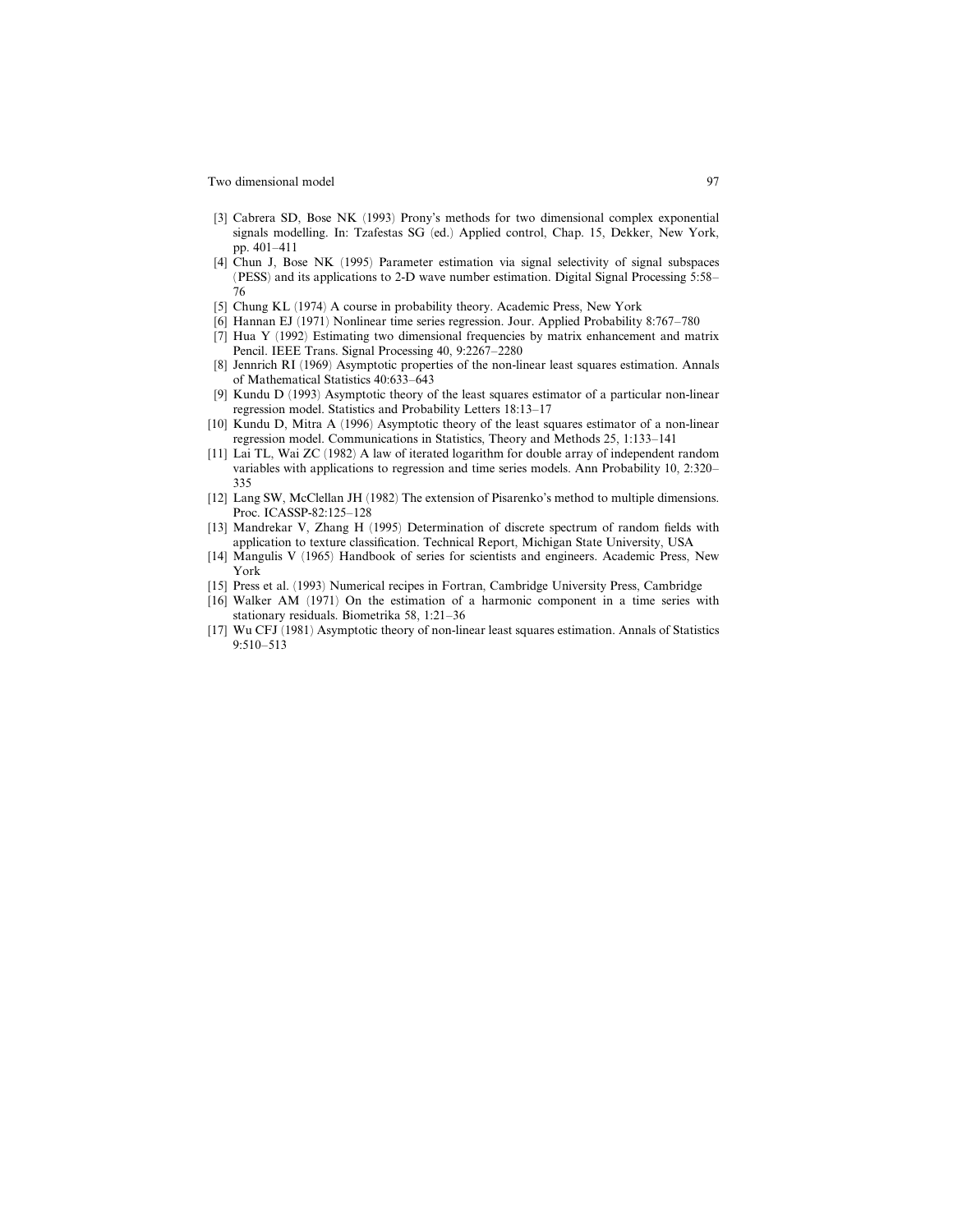[3] Cabrera SD, Bose NK (1993) Prony's methods for two dimensional complex exponential signals modelling. In: Tzafestas SG (ed.) Applied control, Chap. 15, Dekker, New York, pp. 401–411

[4] Chun J, Bose NK (1995) Parameter estimation via signal selectivity of signal subspaces (PESS) and its applications to 2-D wave number estimation. Digital Signal Processing 5:58–76

[5] Chung KL (1974) A course in probability theory. Academic Press, New York

[6] Hannan EJ (1971) Nonlinear time series regression. Jour. Applied Probability 8:767–780

[7] Hua Y (1992) Estimating two dimensional frequencies by matrix enhancement and matrix Pencil. IEEE Trans. Signal Processing 40, 9:2267–2280

[8] Jennrich RI (1969) Asymptotic properties of the non-linear least squares estimation. Annals of Mathematical Statistics 40:633–643

[9] Kundu D (1993) Asymptotic theory of the least squares estimator of a particular non-linear regression model. Statistics and Probability Letters 18:13–17

[10] Kundu D, Mitra A (1996) Asymptotic theory of the least squares estimator of a non-linear regression model. Communications in Statistics, Theory and Methods 25, 1:133–141

[11] Lai TL, Wai ZC (1982) A law of iterated logarithm for double array of independent random variables with applications to regression and time series models. Ann Probability 10, 2:320–335

[12] Lang SW, McClellan JH (1982) The extension of Pisarenko's method to multiple dimensions. Proc. ICASSP-82:125–128

[13] Mandrekar V, Zhang H (1995) Determination of discrete spectrum of random fields with application to texture classification. Technical Report, Michigan State University, USA

[14] Mangulis V (1965) Handbook of series for scientists and engineers. Academic Press, New York

[15] Press et al. (1993) Numerical recipes in Fortran, Cambridge University Press, Cambridge

[16] Walker AM (1971) On the estimation of a harmonic component in a time series with stationary residuals. Biometrika 58, 1:21–36

[17] Wu CFJ (1981) Asymptotic theory of non-linear least squares estimation. Annals of Statistics 9:510–513